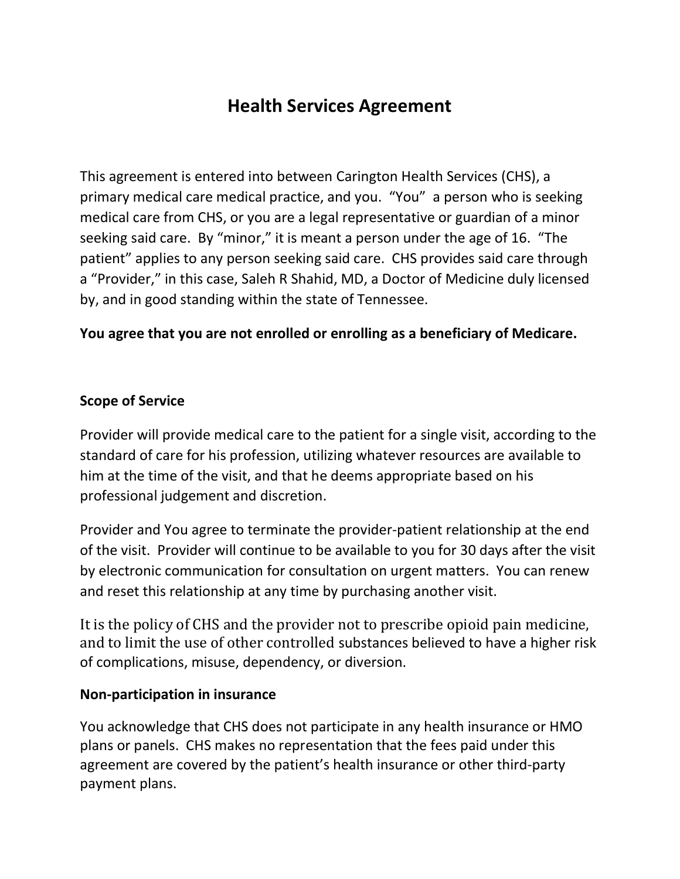# Health Services Agreement

This agreement is entered into between Carington Health Services (CHS), a primary medical care medical practice, and you. "You" a person who is seeking medical care from CHS, or you are a legal representative or guardian of a minor seeking said care. By "minor," it is meant a person under the age of 16. "The patient" applies to any person seeking said care. CHS provides said care through a "Provider," in this case, Saleh R Shahid, MD, a Doctor of Medicine duly licensed by, and in good standing within the state of Tennessee.

**You agree that you are not enrolled or enrolling as a beneficiary of Medicare.**

### Scope of Service

Provider will provide medical care to the patient for a single visit, according to the standard of care for his profession, utilizing whatever resources are available to him at the time of the visit, and that he deems appropriate based on his professional judgement and discretion.

Provider and You agree to terminate the provider-patient relationship at the end of the visit. Provider will continue to be available to you for 30 days after the visit by electronic communication for consultation on urgent matters. You can renew and reset this relationship at any time by purchasing another visit.

It is the policy of CHS and the provider not to prescribe opioid pain medicine, and to limit the use of other controlled substances believed to have a higher risk of complications, misuse, dependency, or diversion.

### Non-participation in insurance

You acknowledge that CHS does not participate in any health insurance or HMO plans or panels. CHS makes no representation that the fees paid under this agreement are covered by the patient's health insurance or other third-party payment plans.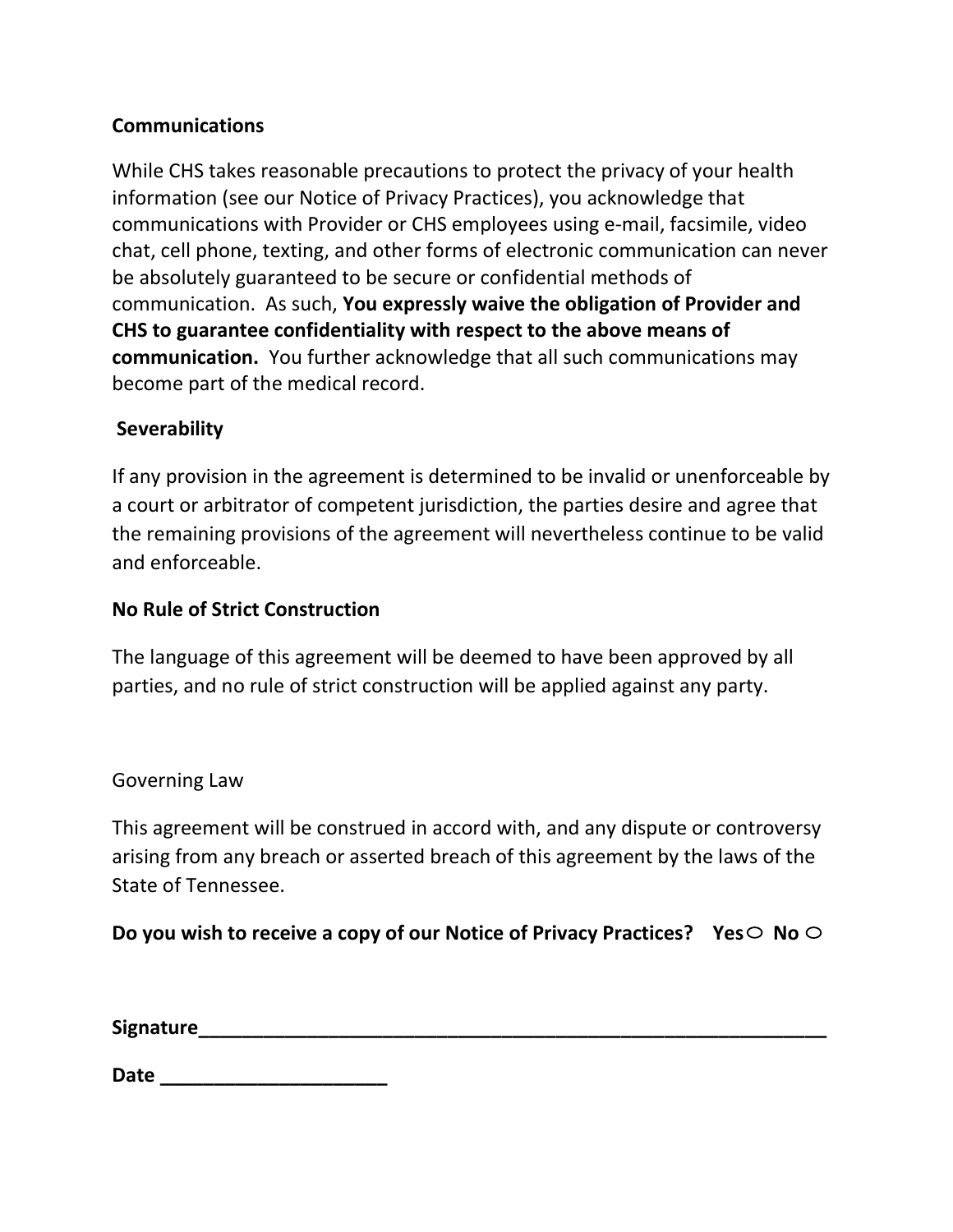**Communications**

While CHS takes reasonable precautions to protect the privacy of your health information (see our Notice of Privacy Practices), you acknowledge that communications with Provider or CHS employees using e-mail, facsimile, video chat, cell phone, texting, and other forms of electronic communication can never be absolutely guaranteed to be secure or confidential methods of communication. As such, **You expressly waive the obligation of Provider and CHS to guarantee confidentiality with respect to the above means of communication.** You further acknowledge that all such communications may become part of the medical record.

**Severability**

If any provision in the agreement is determined to be invalid or unenforceable by a court or arbitrator of competent jurisdiction, the parties desire and agree that the remaining provisions of the agreement will nevertheless continue to be valid and enforceable.

**No Rule of Strict Construction**

The language of this agreement will be deemed to have been approved by all parties, and no rule of strict construction will be applied against any party.

Governing Law

This agreement will be construed in accord with, and any dispute or controversy arising from any breach or asserted breach of this agreement by the laws of the State of Tennessee.

**Do you wish to receive a copy of our Notice of Privacy Practices? Yes○ No ○**

**Signature**_______________________________________________________________

**Date** ______________________